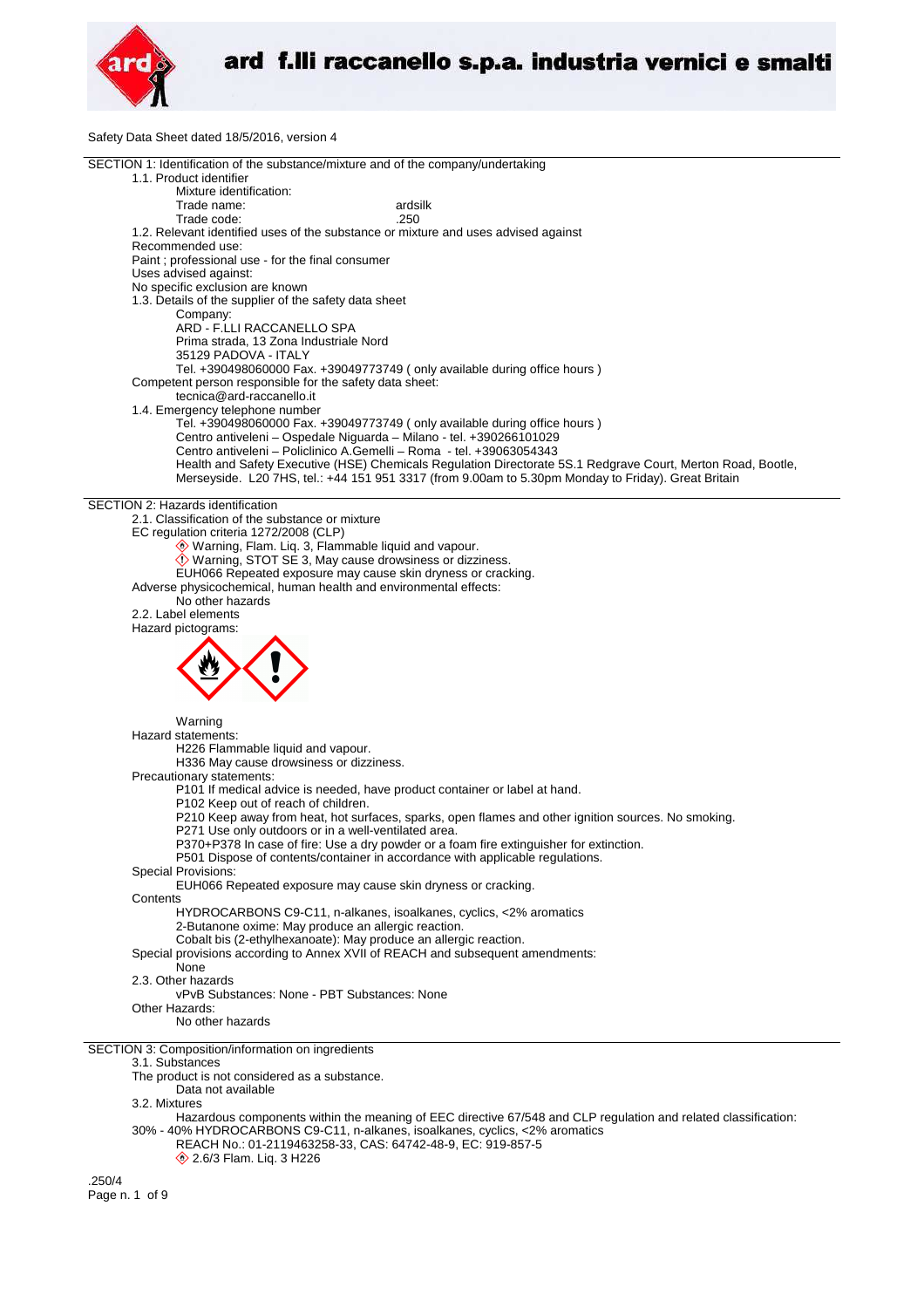# ard f.lli raccanello s.p.a. industria vernici e smalti

Safety Data Sheet dated 18/5/2016, version 4

## SECTION 1: Identification of the substance/mixture and of the company/undertaking

1.1. Product identifier

Mixture identification:

Trade name: ardsilk

Trade code: .250

1.2. Relevant identified uses of the substance or mixture and uses advised against

Recommended use:

Paint ; professional use - for the final consumer

Uses advised against:

No specific exclusion are known

1.3. Details of the supplier of the safety data sheet

Company:

ARD - F.LLI RACCANELLO SPA

Prima strada, 13 Zona Industriale Nord

35129 PADOVA - ITALY

Tel. +390498060000 Fax. +39049773749 ( only available during office hours )

Competent person responsible for the safety data sheet:

tecnica@ard-raccanello.it

1.4. Emergency telephone number

Tel. +390498060000 Fax. +39049773749 ( only available during office hours )

Centro antiveleni – Ospedale Niguarda – Milano - tel. +390266101029

Centro antiveleni – Policlinico A.Gemelli – Roma - tel. +39063054343

Health and Safety Executive (HSE) Chemicals Regulation Directorate 5S.1 Redgrave Court, Merton Road, Bootle, Merseyside. L20 7HS, tel.: +44 151 951 3317 (from 9.00am to 5.30pm Monday to Friday). Great Britain

## SECTION 2: Hazards identification

2.1. Classification of the substance or mixture

EC regulation criteria 1272/2008 (CLP)

Warning, Flam. Liq. 3, Flammable liquid and vapour.

Warning, STOT SE 3, May cause drowsiness or dizziness.

EUH066 Repeated exposure may cause skin dryness or cracking.

Adverse physicochemical, human health and environmental effects:

No other hazards

2.2. Label elements

Hazard pictograms:

Warning

Hazard statements:

H226 Flammable liquid and vapour.

H336 May cause drowsiness or dizziness.

Precautionary statements:

P101 If medical advice is needed, have product container or label at hand.

P102 Keep out of reach of children.

P210 Keep away from heat, hot surfaces, sparks, open flames and other ignition sources. No smoking.

P271 Use only outdoors or in a well-ventilated area.

P370+P378 In case of fire: Use a dry powder or a foam fire extinguisher for extinction.

P501 Dispose of contents/container in accordance with applicable regulations.

Special Provisions:

EUH066 Repeated exposure may cause skin dryness or cracking.

Contents

HYDROCARBONS C9-C11, n-alkanes, isoalkanes, cyclics, <2% aromatics

2-Butanone oxime: May produce an allergic reaction.

Cobalt bis (2-ethylhexanoate): May produce an allergic reaction.

Special provisions according to Annex XVII of REACH and subsequent amendments:

None

2.3. Other hazards

vPvB Substances: None - PBT Substances: None

Other Hazards:

No other hazards

## SECTION 3: Composition/information on ingredients

3.1. Substances

The product is not considered as a substance.

Data not available

3.2. Mixtures

Hazardous components within the meaning of EEC directive 67/548 and CLP regulation and related classification:

30% - 40% HYDROCARBONS C9-C11, n-alkanes, isoalkanes, cyclics, <2% aromatics

REACH No.: 01-2119463258-33, CAS: 64742-48-9, EC: 919-857-5

2.6/3 Flam. Liq. 3 H226

.250/4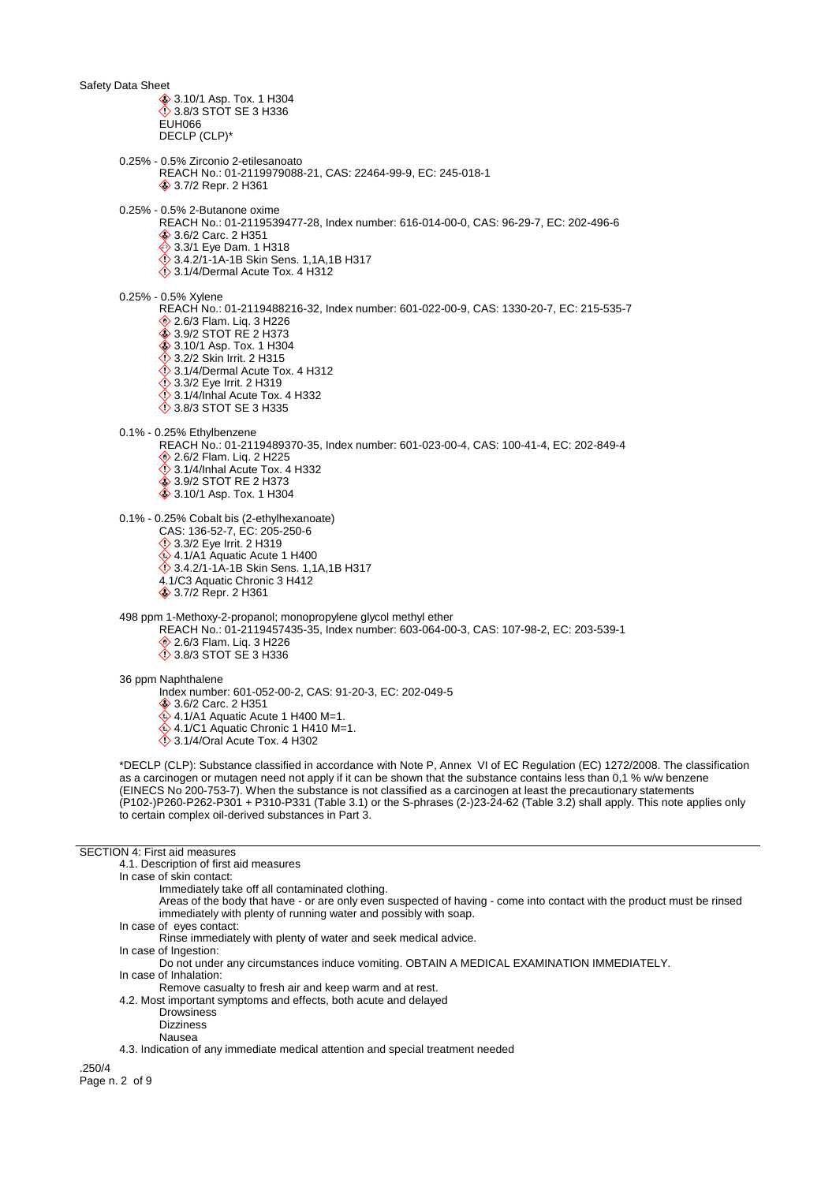- 3.10/1 Asp. Tox. 1 H304
- 3.8/3 STOT SE 3 H336
- EUH066
- DECLP (CLP)*

0.25% - 0.5% Zirconio 2-etilesanoato
REACH No.: 01-2119979088-21, CAS: 22464-99-9, EC: 245-018-1
- 3.7/2 Repr. 2 H361

0.25% - 0.5% 2-Butanone oxime
REACH No.: 01-2119539477-28, Index number: 616-014-00-0, CAS: 96-29-7, EC: 202-496-6
- 3.6/2 Carc. 2 H351
- 3.3/1 Eye Dam. 1 H318
- 3.4.2/1-1A-1B Skin Sens. 1,1A,1B H317
- 3.1/4/Dermal Acute Tox. 4 H312

0.25% - 0.5% Xylene
REACH No.: 01-2119488216-32, Index number: 601-022-00-9, CAS: 1330-20-7, EC: 215-535-7
- 2.6/3 Flam. Liq. 3 H226
- 3.9/2 STOT RE 2 H373
- 3.10/1 Asp. Tox. 1 H304
- 3.2/2 Skin Irrit. 2 H315
- 3.1/4/Dermal Acute Tox. 4 H312
- 3.3/2 Eye Irrit. 2 H319
- 3.1/4/Inhal Acute Tox. 4 H332
- 3.8/3 STOT SE 3 H335

0.1% - 0.25% Ethylbenzene
REACH No.: 01-2119489370-35, Index number: 601-023-00-4, CAS: 100-41-4, EC: 202-849-4
- 2.6/2 Flam. Liq. 2 H225
- 3.1/4/Inhal Acute Tox. 4 H332
- 3.9/2 STOT RE 2 H373
- 3.10/1 Asp. Tox. 1 H304

0.1% - 0.25% Cobalt bis (2-ethylhexanoate)
CAS: 136-52-7, EC: 205-250-6
- 3.3/2 Eye Irrit. 2 H319
- 4.1/A1 Aquatic Acute 1 H400
- 3.4.2/1-1A-1B Skin Sens. 1,1A,1B H317
- 4.1/C3 Aquatic Chronic 3 H412
- 3.7/2 Repr. 2 H361

498 ppm 1-Methoxy-2-propanol; monopropylene glycol methyl ether
REACH No.: 01-2119457435-35, Index number: 603-064-00-3, CAS: 107-98-2, EC: 203-539-1
- 2.6/3 Flam. Liq. 3 H226
- 3.8/3 STOT SE 3 H336

36 ppm Naphthalene
Index number: 601-052-00-2, CAS: 91-20-3, EC: 202-049-5
- 3.6/2 Carc. 2 H351
- 4.1/A1 Aquatic Acute 1 H400 M=1.
- 4.1/C1 Aquatic Chronic 1 H410 M=1.
- 3.1/4/Oral Acute Tox. 4 H302

*DECLP (CLP): Substance classified in accordance with Note P, Annex VI of EC Regulation (EC) 1272/2008. The classification as a carcinogen or mutagen need not apply if it can be shown that the substance contains less than 0,1 % w/w benzene (EINECS No 200-753-7). When the substance is not classified as a carcinogen at least the precautionary statements (P102-)P260-P262-P301 + P310-P331 (Table 3.1) or the S-phrases (2-)23-24-62 (Table 3.2) shall apply. This note applies only to certain complex oil-derived substances in Part 3.

## SECTION 4: First aid measures

4.1. Description of first aid measures

In case of skin contact:
Immediately take off all contaminated clothing.
Areas of the body that have - or are only even suspected of having - come into contact with the product must be rinsed immediately with plenty of running water and possibly with soap.

In case of eyes contact:
Rinse immediately with plenty of water and seek medical advice.

In case of Ingestion:
Do not under any circumstances induce vomiting. OBTAIN A MEDICAL EXAMINATION IMMEDIATELY.

In case of Inhalation:
Remove casualty to fresh air and keep warm and at rest.

4.2. Most important symptoms and effects, both acute and delayed
- Drowsiness
- Dizziness
- Nausea

4.3. Indication of any immediate medical attention and special treatment needed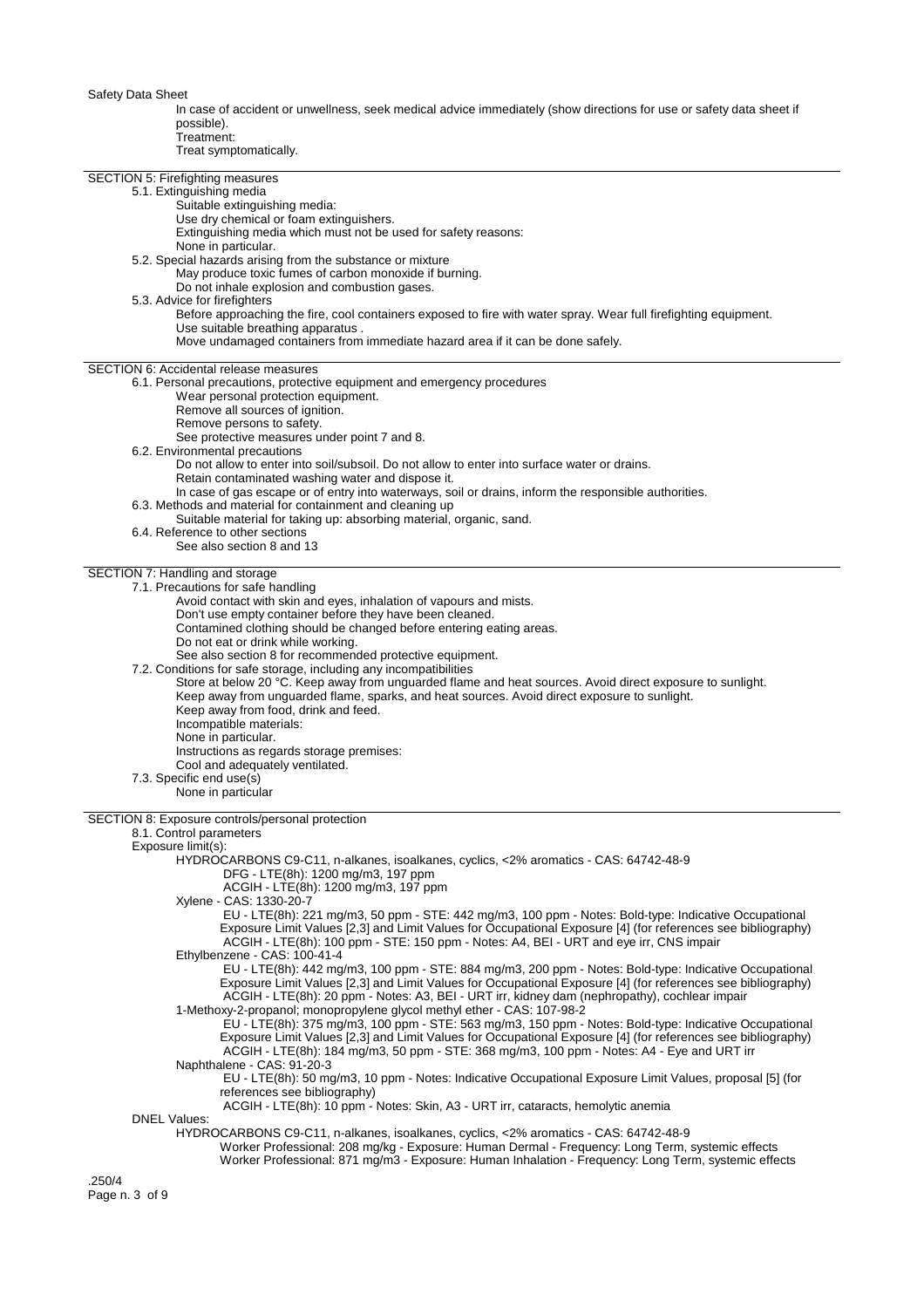In case of accident or unwellness, seek medical advice immediately (show directions for use or safety data sheet if possible).

Treatment:

Treat symptomatically.

## SECTION 5: Firefighting measures

### 5.1. Extinguishing media

Suitable extinguishing media:

Use dry chemical or foam extinguishers.

Extinguishing media which must not be used for safety reasons:

None in particular.

### 5.2. Special hazards arising from the substance or mixture

May produce toxic fumes of carbon monoxide if burning.

Do not inhale explosion and combustion gases.

### 5.3. Advice for firefighters

Before approaching the fire, cool containers exposed to fire with water spray. Wear full firefighting equipment.

Use suitable breathing apparatus .

Move undamaged containers from immediate hazard area if it can be done safely.

## SECTION 6: Accidental release measures

### 6.1. Personal precautions, protective equipment and emergency procedures

Wear personal protection equipment.

Remove all sources of ignition.

Remove persons to safety.

See protective measures under point 7 and 8.

### 6.2. Environmental precautions

Do not allow to enter into soil/subsoil. Do not allow to enter into surface water or drains.

Retain contaminated washing water and dispose it.

In case of gas escape or of entry into waterways, soil or drains, inform the responsible authorities.

### 6.3. Methods and material for containment and cleaning up

Suitable material for taking up: absorbing material, organic, sand.

### 6.4. Reference to other sections

See also section 8 and 13

## SECTION 7: Handling and storage

### 7.1. Precautions for safe handling

Avoid contact with skin and eyes, inhalation of vapours and mists.

Don't use empty container before they have been cleaned.

Contamined clothing should be changed before entering eating areas.

Do not eat or drink while working.

See also section 8 for recommended protective equipment.

### 7.2. Conditions for safe storage, including any incompatibilities

Store at below 20 °C. Keep away from unguarded flame and heat sources. Avoid direct exposure to sunlight.

Keep away from unguarded flame, sparks, and heat sources. Avoid direct exposure to sunlight.

Keep away from food, drink and feed.

Incompatible materials:

None in particular.

Instructions as regards storage premises:

Cool and adequately ventilated.

### 7.3. Specific end use(s)

None in particular

## SECTION 8: Exposure controls/personal protection

### 8.1. Control parameters

Exposure limit(s):

HYDROCARBONS C9-C11, n-alkanes, isoalkanes, cyclics, <2% aromatics - CAS: 64742-48-9

- DFG - LTE(8h): 1200 mg/m3, 197 ppm
- ACGIH - LTE(8h): 1200 mg/m3, 197 ppm

Xylene - CAS: 1330-20-7

- EU - LTE(8h): 221 mg/m3, 50 ppm - STE: 442 mg/m3, 100 ppm - Notes: Bold-type: Indicative Occupational Exposure Limit Values [2,3] and Limit Values for Occupational Exposure [4] (for references see bibliography)
- ACGIH - LTE(8h): 100 ppm - STE: 150 ppm - Notes: A4, BEI - URT and eye irr, CNS impair

Ethylbenzene - CAS: 100-41-4

- EU - LTE(8h): 442 mg/m3, 100 ppm - STE: 884 mg/m3, 200 ppm - Notes: Bold-type: Indicative Occupational Exposure Limit Values [2,3] and Limit Values for Occupational Exposure [4] (for references see bibliography)
- ACGIH - LTE(8h): 20 ppm - Notes: A3, BEI - URT irr, kidney dam (nephropathy), cochlear impair

1-Methoxy-2-propanol; monopropylene glycol methyl ether - CAS: 107-98-2

- EU - LTE(8h): 375 mg/m3, 100 ppm - STE: 563 mg/m3, 150 ppm - Notes: Bold-type: Indicative Occupational Exposure Limit Values [2,3] and Limit Values for Occupational Exposure [4] (for references see bibliography)
- ACGIH - LTE(8h): 184 mg/m3, 50 ppm - STE: 368 mg/m3, 100 ppm - Notes: A4 - Eye and URT irr

Naphthalene - CAS: 91-20-3

- EU - LTE(8h): 50 mg/m3, 10 ppm - Notes: Indicative Occupational Exposure Limit Values, proposal [5] (for references see bibliography)
- ACGIH - LTE(8h): 10 ppm - Notes: Skin, A3 - URT irr, cataracts, hemolytic anemia

DNEL Values:

HYDROCARBONS C9-C11, n-alkanes, isoalkanes, cyclics, <2% aromatics - CAS: 64742-48-9

- Worker Professional: 208 mg/kg - Exposure: Human Dermal - Frequency: Long Term, systemic effects
- Worker Professional: 871 mg/m3 - Exposure: Human Inhalation - Frequency: Long Term, systemic effects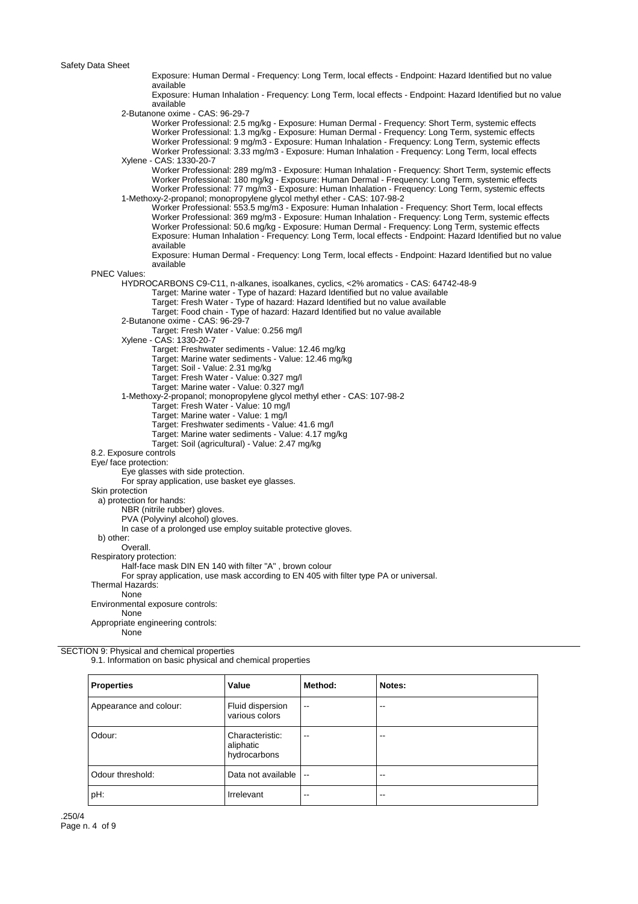Exposure: Human Dermal - Frequency: Long Term, local effects - Endpoint: Hazard Identified but no value available

Exposure: Human Inhalation - Frequency: Long Term, local effects - Endpoint: Hazard Identified but no value available

2-Butanone oxime - CAS: 96-29-7

- Worker Professional: 2.5 mg/kg - Exposure: Human Dermal - Frequency: Short Term, systemic effects
- Worker Professional: 1.3 mg/kg - Exposure: Human Dermal - Frequency: Long Term, systemic effects
- Worker Professional: 9 mg/m3 - Exposure: Human Inhalation - Frequency: Long Term, systemic effects
- Worker Professional: 3.33 mg/m3 - Exposure: Human Inhalation - Frequency: Long Term, local effects

Xylene - CAS: 1330-20-7

- Worker Professional: 289 mg/m3 - Exposure: Human Inhalation - Frequency: Short Term, systemic effects
- Worker Professional: 180 mg/kg - Exposure: Human Dermal - Frequency: Long Term, systemic effects
- Worker Professional: 77 mg/m3 - Exposure: Human Inhalation - Frequency: Long Term, systemic effects

1-Methoxy-2-propanol; monopropylene glycol methyl ether - CAS: 107-98-2

- Worker Professional: 553.5 mg/m3 - Exposure: Human Inhalation - Frequency: Short Term, local effects
- Worker Professional: 369 mg/m3 - Exposure: Human Inhalation - Frequency: Long Term, systemic effects
- Worker Professional: 50.6 mg/kg - Exposure: Human Dermal - Frequency: Long Term, systemic effects
- Exposure: Human Inhalation - Frequency: Long Term, local effects - Endpoint: Hazard Identified but no value available
- Exposure: Human Dermal - Frequency: Long Term, local effects - Endpoint: Hazard Identified but no value available

PNEC Values:

HYDROCARBONS C9-C11, n-alkanes, isoalkanes, cyclics, <2% aromatics - CAS: 64742-48-9

- Target: Marine water - Type of hazard: Hazard Identified but no value available
- Target: Fresh Water - Type of hazard: Hazard Identified but no value available
- Target: Food chain - Type of hazard: Hazard Identified but no value available

2-Butanone oxime - CAS: 96-29-7

- Target: Fresh Water - Value: 0.256 mg/l

Xylene - CAS: 1330-20-7

- Target: Freshwater sediments - Value: 12.46 mg/kg
- Target: Marine water sediments - Value: 12.46 mg/kg
- Target: Soil - Value: 2.31 mg/kg
- Target: Fresh Water - Value: 0.327 mg/l
- Target: Marine water - Value: 0.327 mg/l

1-Methoxy-2-propanol; monopropylene glycol methyl ether - CAS: 107-98-2

- Target: Fresh Water - Value: 10 mg/l
- Target: Marine water - Value: 1 mg/l
- Target: Freshwater sediments - Value: 41.6 mg/l
- Target: Marine water sediments - Value: 4.17 mg/kg
- Target: Soil (agricultural) - Value: 2.47 mg/kg

8.2. Exposure controls

Eye/ face protection:

Eye glasses with side protection.

For spray application, use basket eye glasses.

Skin protection

a) protection for hands:

NBR (nitrile rubber) gloves.

PVA (Polyvinyl alcohol) gloves.

In case of a prolonged use employ suitable protective gloves.

b) other:

Overall.

Respiratory protection:

Half-face mask DIN EN 140 with filter "A" , brown colour

For spray application, use mask according to EN 405 with filter type PA or universal.

Thermal Hazards:

None

Environmental exposure controls:

None

Appropriate engineering controls:

None

## SECTION 9: Physical and chemical properties

9.1. Information on basic physical and chemical properties

| Properties | Value | Method: | Notes: |
|---|---|---|---|
| Appearance and colour: | Fluid dispersion various colors | -- | -- |
| Odour: | Characteristic: aliphatic hydrocarbons | -- | -- |
| Odour threshold: | Data not available | -- | -- |
| pH: | Irrelevant | -- | -- |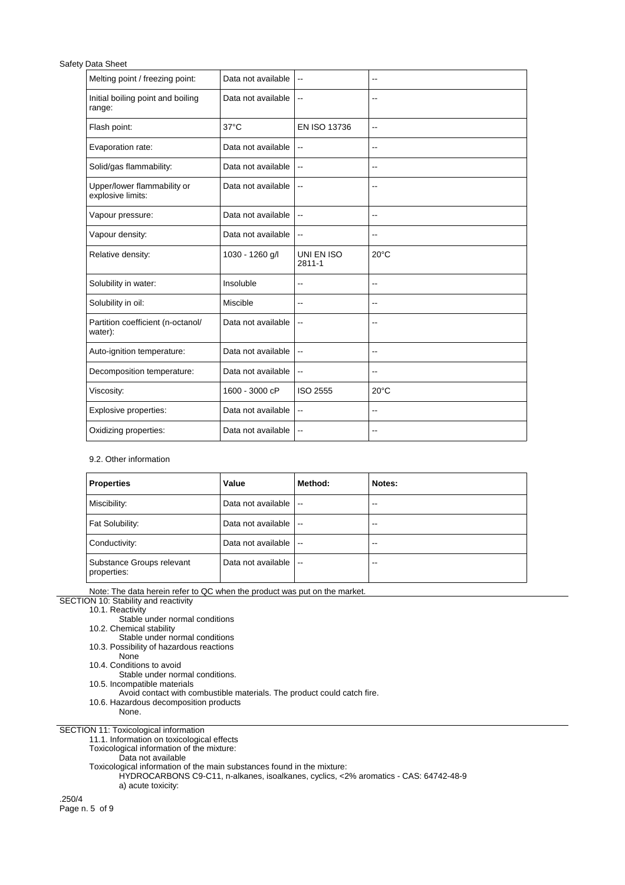| Melting point / freezing point: | Data not available | -- | -- |
|---|---|---|---|
| Initial boiling point and boiling range: | Data not available | -- | -- |
| Flash point: | 37°C | EN ISO 13736 | -- |
| Evaporation rate: | Data not available | -- | -- |
| Solid/gas flammability: | Data not available | -- | -- |
| Upper/lower flammability or explosive limits: | Data not available | -- | -- |
| Vapour pressure: | Data not available | -- | -- |
| Vapour density: | Data not available | -- | -- |
| Relative density: | 1030 - 1260 g/l | UNI EN ISO 2811-1 | 20°C |
| Solubility in water: | Insoluble | -- | -- |
| Solubility in oil: | Miscible | -- | -- |
| Partition coefficient (n-octanol/water): | Data not available | -- | -- |
| Auto-ignition temperature: | Data not available | -- | -- |
| Decomposition temperature: | Data not available | -- | -- |
| Viscosity: | 1600 - 3000 cP | ISO 2555 | 20°C |
| Explosive properties: | Data not available | -- | -- |
| Oxidizing properties: | Data not available | -- | -- |

9.2. Other information

| Properties | Value | Method: | Notes: |
|---|---|---|---|
| Miscibility: | Data not available | -- | -- |
| Fat Solubility: | Data not available | -- | -- |
| Conductivity: | Data not available | -- | -- |
| Substance Groups relevant properties: | Data not available | -- | -- |

Note: The data herein refer to QC when the product was put on the market.

## SECTION 10: Stability and reactivity

10.1. Reactivity
: Stable under normal conditions

10.2. Chemical stability
: Stable under normal conditions

10.3. Possibility of hazardous reactions
: None

10.4. Conditions to avoid
: Stable under normal conditions.

10.5. Incompatible materials
: Avoid contact with combustible materials. The product could catch fire.

10.6. Hazardous decomposition products
: None.

## SECTION 11: Toxicological information

11.1. Information on toxicological effects

Toxicological information of the mixture:
: Data not available

Toxicological information of the main substances found in the mixture:
: HYDROCARBONS C9-C11, n-alkanes, isoalkanes, cyclics, <2% aromatics - CAS: 64742-48-9
: a) acute toxicity:

.250/4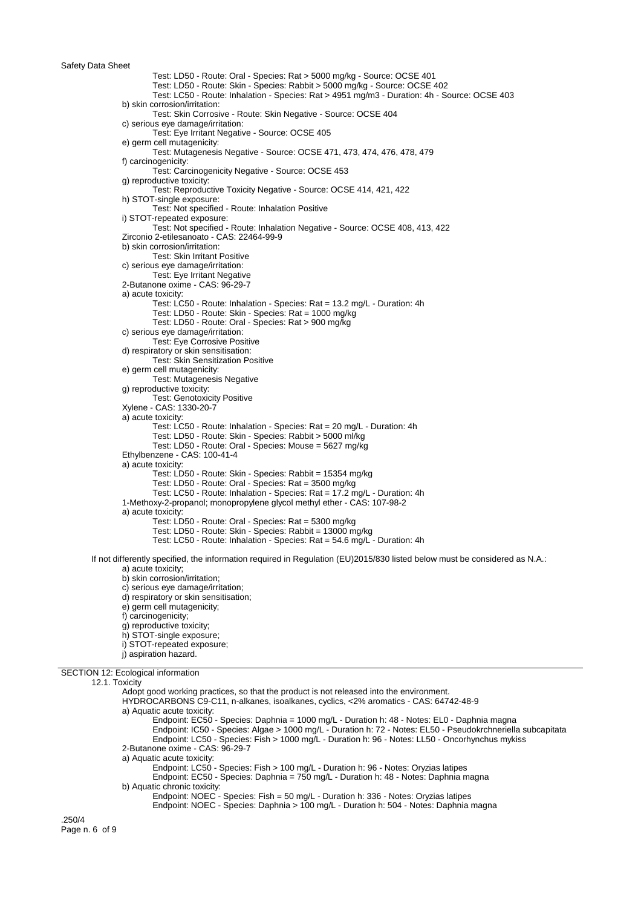Test: LD50 - Route: Oral - Species: Rat > 5000 mg/kg - Source: OCSE 401
Test: LD50 - Route: Skin - Species: Rabbit > 5000 mg/kg - Source: OCSE 402
Test: LC50 - Route: Inhalation - Species: Rat > 4951 mg/m3 - Duration: 4h - Source: OCSE 403

b) skin corrosion/irritation:
Test: Skin Corrosive - Route: Skin Negative - Source: OCSE 404

c) serious eye damage/irritation:
Test: Eye Irritant Negative - Source: OCSE 405

e) germ cell mutagenicity:
Test: Mutagenesis Negative - Source: OCSE 471, 473, 474, 476, 478, 479

f) carcinogenicity:
Test: Carcinogenicity Negative - Source: OCSE 453

g) reproductive toxicity:
Test: Reproductive Toxicity Negative - Source: OCSE 414, 421, 422

h) STOT-single exposure:
Test: Not specified - Route: Inhalation Positive

i) STOT-repeated exposure:
Test: Not specified - Route: Inhalation Negative - Source: OCSE 408, 413, 422

Zirconio 2-etilesanoato - CAS: 22464-99-9

b) skin corrosion/irritation:
Test: Skin Irritant Positive

c) serious eye damage/irritation:
Test: Eye Irritant Negative

2-Butanone oxime - CAS: 96-29-7

a) acute toxicity:
Test: LC50 - Route: Inhalation - Species: Rat = 13.2 mg/L - Duration: 4h
Test: LD50 - Route: Skin - Species: Rat = 1000 mg/kg
Test: LD50 - Route: Oral - Species: Rat > 900 mg/kg

c) serious eye damage/irritation:
Test: Eye Corrosive Positive

d) respiratory or skin sensitisation:
Test: Skin Sensitization Positive

e) germ cell mutagenicity:
Test: Mutagenesis Negative

g) reproductive toxicity:
Test: Genotoxicity Positive

Xylene - CAS: 1330-20-7

a) acute toxicity:
Test: LC50 - Route: Inhalation - Species: Rat = 20 mg/L - Duration: 4h
Test: LD50 - Route: Skin - Species: Rabbit > 5000 ml/kg
Test: LD50 - Route: Oral - Species: Mouse = 5627 mg/kg

Ethylbenzene - CAS: 100-41-4

a) acute toxicity:
Test: LD50 - Route: Skin - Species: Rabbit = 15354 mg/kg
Test: LD50 - Route: Oral - Species: Rat = 3500 mg/kg
Test: LC50 - Route: Inhalation - Species: Rat = 17.2 mg/L - Duration: 4h

1-Methoxy-2-propanol; monopropylene glycol methyl ether - CAS: 107-98-2

a) acute toxicity:
Test: LD50 - Route: Oral - Species: Rat = 5300 mg/kg
Test: LD50 - Route: Skin - Species: Rabbit = 13000 mg/kg
Test: LC50 - Route: Inhalation - Species: Rat = 54.6 mg/L - Duration: 4h

If not differently specified, the information required in Regulation (EU)2015/830 listed below must be considered as N.A.:

a) acute toxicity;
b) skin corrosion/irritation;
c) serious eye damage/irritation;
d) respiratory or skin sensitisation;
e) germ cell mutagenicity;
f) carcinogenicity;
g) reproductive toxicity;
h) STOT-single exposure;
i) STOT-repeated exposure;
j) aspiration hazard.

## SECTION 12: Ecological information

### 12.1. Toxicity

Adopt good working practices, so that the product is not released into the environment.

HYDROCARBONS C9-C11, n-alkanes, isoalkanes, cyclics, <2% aromatics - CAS: 64742-48-9

a) Aquatic acute toxicity:
Endpoint: EC50 - Species: Daphnia = 1000 mg/L - Duration h: 48 - Notes: EL0 - Daphnia magna
Endpoint: IC50 - Species: Algae > 1000 mg/L - Duration h: 72 - Notes: EL50 - Pseudokrchneriella subcapitata
Endpoint: LC50 - Species: Fish > 1000 mg/L - Duration h: 96 - Notes: LL50 - Oncorhynchus mykiss

2-Butanone oxime - CAS: 96-29-7

a) Aquatic acute toxicity:
Endpoint: LC50 - Species: Fish > 100 mg/L - Duration h: 96 - Notes: Oryzias latipes
Endpoint: EC50 - Species: Daphnia = 750 mg/L - Duration h: 48 - Notes: Daphnia magna

b) Aquatic chronic toxicity:
Endpoint: NOEC - Species: Fish = 50 mg/L - Duration h: 336 - Notes: Oryzias latipes
Endpoint: NOEC - Species: Daphnia > 100 mg/L - Duration h: 504 - Notes: Daphnia magna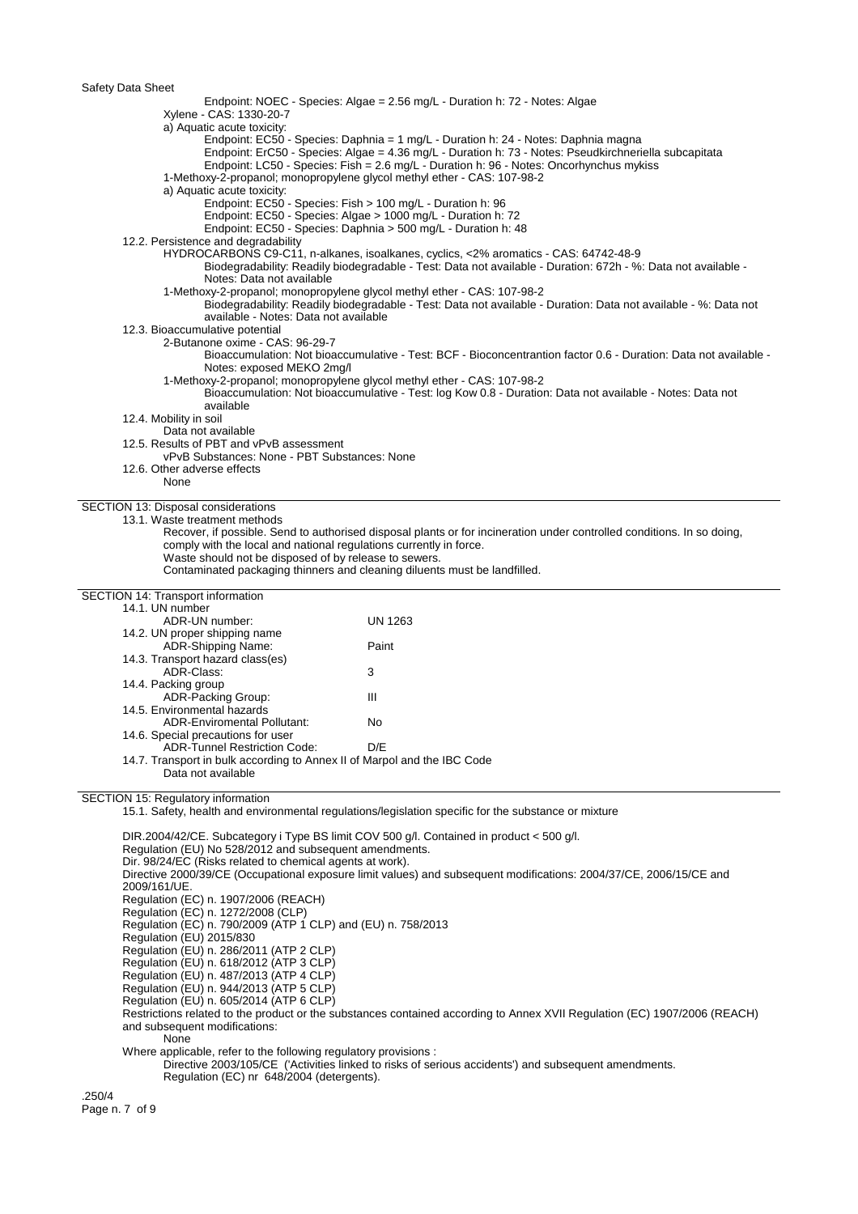Endpoint: NOEC - Species: Algae = 2.56 mg/L - Duration h: 72 - Notes: Algae

Xylene - CAS: 1330-20-7

a) Aquatic acute toxicity:

Endpoint: EC50 - Species: Daphnia = 1 mg/L - Duration h: 24 - Notes: Daphnia magna

Endpoint: ErC50 - Species: Algae = 4.36 mg/L - Duration h: 73 - Notes: Pseudkirchneriella subcapitata

Endpoint: LC50 - Species: Fish = 2.6 mg/L - Duration h: 96 - Notes: Oncorhynchus mykiss

1-Methoxy-2-propanol; monopropylene glycol methyl ether - CAS: 107-98-2

a) Aquatic acute toxicity:

Endpoint: EC50 - Species: Fish > 100 mg/L - Duration h: 96

Endpoint: EC50 - Species: Algae > 1000 mg/L - Duration h: 72

Endpoint: EC50 - Species: Daphnia > 500 mg/L - Duration h: 48

12.2. Persistence and degradability

HYDROCARBONS C9-C11, n-alkanes, isoalkanes, cyclics, <2% aromatics - CAS: 64742-48-9

Biodegradability: Readily biodegradable - Test: Data not available - Duration: 672h - %: Data not available - Notes: Data not available

1-Methoxy-2-propanol; monopropylene glycol methyl ether - CAS: 107-98-2

Biodegradability: Readily biodegradable - Test: Data not available - Duration: Data not available - %: Data not available - Notes: Data not available

12.3. Bioaccumulative potential

2-Butanone oxime - CAS: 96-29-7

Bioaccumulation: Not bioaccumulative - Test: BCF - Bioconcentrantion factor 0.6 - Duration: Data not available - Notes: exposed MEKO 2mg/l

1-Methoxy-2-propanol; monopropylene glycol methyl ether - CAS: 107-98-2

Bioaccumulation: Not bioaccumulative - Test: log Kow 0.8 - Duration: Data not available - Notes: Data not available

12.4. Mobility in soil

Data not available

12.5. Results of PBT and vPvB assessment

vPvB Substances: None - PBT Substances: None

12.6. Other adverse effects

None

## SECTION 13: Disposal considerations

13.1. Waste treatment methods

Recover, if possible. Send to authorised disposal plants or for incineration under controlled conditions. In so doing, comply with the local and national regulations currently in force.
Waste should not be disposed of by release to sewers.
Contaminated packaging thinners and cleaning diluents must be landfilled.

## SECTION 14: Transport information

| | |
|---|---|
| 14.1. UN number | |
| ADR-UN number: | UN 1263 |
| 14.2. UN proper shipping name | |
| ADR-Shipping Name: | Paint |
| 14.3. Transport hazard class(es) | |
| ADR-Class: | 3 |
| 14.4. Packing group | |
| ADR-Packing Group: | III |
| 14.5. Environmental hazards | |
| ADR-Enviromental Pollutant: | No |
| 14.6. Special precautions for user | |
| ADR-Tunnel Restriction Code: | D/E |

14.7. Transport in bulk according to Annex II of Marpol and the IBC Code

Data not available

## SECTION 15: Regulatory information

15.1. Safety, health and environmental regulations/legislation specific for the substance or mixture

DIR.2004/42/CE. Subcategory i Type BS limit COV 500 g/l. Contained in product < 500 g/l.
Regulation (EU) No 528/2012 and subsequent amendments.
Dir. 98/24/EC (Risks related to chemical agents at work).
Directive 2000/39/CE (Occupational exposure limit values) and subsequent modifications: 2004/37/CE, 2006/15/CE and 2009/161/UE.
Regulation (EC) n. 1907/2006 (REACH)
Regulation (EC) n. 1272/2008 (CLP)
Regulation (EC) n. 790/2009 (ATP 1 CLP) and (EU) n. 758/2013
Regulation (EU) 2015/830
Regulation (EU) n. 286/2011 (ATP 2 CLP)
Regulation (EU) n. 618/2012 (ATP 3 CLP)
Regulation (EU) n. 487/2013 (ATP 4 CLP)
Regulation (EU) n. 944/2013 (ATP 5 CLP)
Regulation (EU) n. 605/2014 (ATP 6 CLP)
Restrictions related to the product or the substances contained according to Annex XVII Regulation (EC) 1907/2006 (REACH) and subsequent modifications:

None

Where applicable, refer to the following regulatory provisions :

Directive 2003/105/CE ('Activities linked to risks of serious accidents') and subsequent amendments.
Regulation (EC) nr 648/2004 (detergents).

.250/4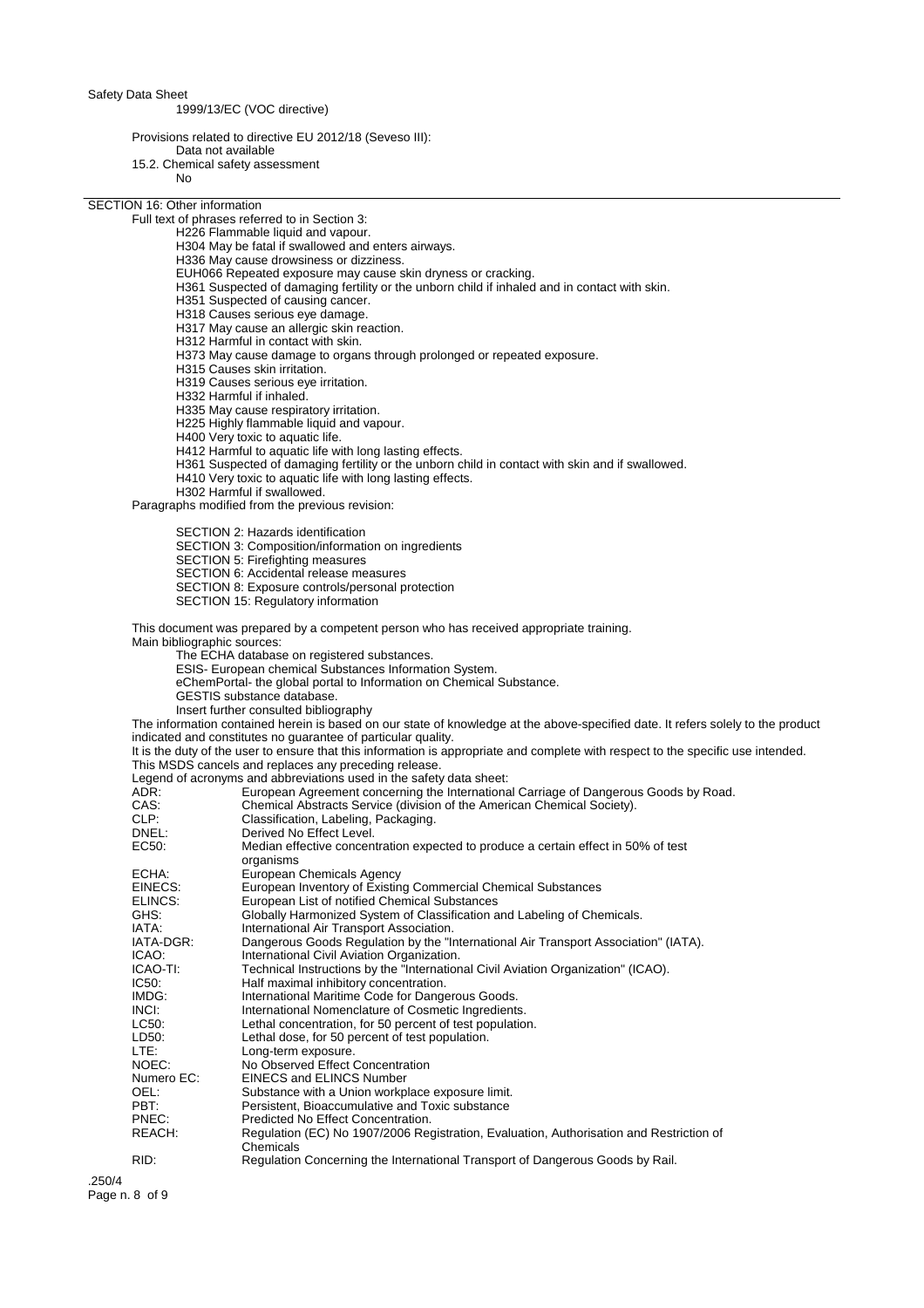1999/13/EC (VOC directive)

Provisions related to directive EU 2012/18 (Seveso III):
Data not available

15.2. Chemical safety assessment
No

## SECTION 16: Other information

Full text of phrases referred to in Section 3:

- H226 Flammable liquid and vapour.
- H304 May be fatal if swallowed and enters airways.
- H336 May cause drowsiness or dizziness.
- EUH066 Repeated exposure may cause skin dryness or cracking.
- H361 Suspected of damaging fertility or the unborn child if inhaled and in contact with skin.
- H351 Suspected of causing cancer.
- H318 Causes serious eye damage.
- H317 May cause an allergic skin reaction.
- H312 Harmful in contact with skin.
- H373 May cause damage to organs through prolonged or repeated exposure.
- H315 Causes skin irritation.
- H319 Causes serious eye irritation.
- H332 Harmful if inhaled.
- H335 May cause respiratory irritation.
- H225 Highly flammable liquid and vapour.
- H400 Very toxic to aquatic life.
- H412 Harmful to aquatic life with long lasting effects.
- H361 Suspected of damaging fertility or the unborn child in contact with skin and if swallowed.
- H410 Very toxic to aquatic life with long lasting effects.
- H302 Harmful if swallowed.

Paragraphs modified from the previous revision:

- SECTION 2: Hazards identification
- SECTION 3: Composition/information on ingredients
- SECTION 5: Firefighting measures
- SECTION 6: Accidental release measures
- SECTION 8: Exposure controls/personal protection
- SECTION 15: Regulatory information

This document was prepared by a competent person who has received appropriate training.

Main bibliographic sources:

- The ECHA database on registered substances.
- ESIS- European chemical Substances Information System.
- eChemPortal- the global portal to Information on Chemical Substance.
- GESTIS substance database.
- Insert further consulted bibliography

The information contained herein is based on our state of knowledge at the above-specified date. It refers solely to the product indicated and constitutes no guarantee of particular quality.

It is the duty of the user to ensure that this information is appropriate and complete with respect to the specific use intended.

This MSDS cancels and replaces any preceding release.

Legend of acronyms and abbreviations used in the safety data sheet:

| | |
|---|---|
| ADR: | European Agreement concerning the International Carriage of Dangerous Goods by Road. |
| CAS: | Chemical Abstracts Service (division of the American Chemical Society). |
| CLP: | Classification, Labeling, Packaging. |
| DNEL: | Derived No Effect Level. |
| EC50: | Median effective concentration expected to produce a certain effect in 50% of test organisms |
| ECHA: | European Chemicals Agency |
| EINECS: | European Inventory of Existing Commercial Chemical Substances |
| ELINCS: | European List of notified Chemical Substances |
| GHS: | Globally Harmonized System of Classification and Labeling of Chemicals. |
| IATA: | International Air Transport Association. |
| IATA-DGR: | Dangerous Goods Regulation by the "International Air Transport Association" (IATA). |
| ICAO: | International Civil Aviation Organization. |
| ICAO-TI: | Technical Instructions by the "International Civil Aviation Organization" (ICAO). |
| IC50: | Half maximal inhibitory concentration. |
| IMDG: | International Maritime Code for Dangerous Goods. |
| INCI: | International Nomenclature of Cosmetic Ingredients. |
| LC50: | Lethal concentration, for 50 percent of test population. |
| LD50: | Lethal dose, for 50 percent of test population. |
| LTE: | Long-term exposure. |
| NOEC: | No Observed Effect Concentration |
| Numero EC: | EINECS and ELINCS Number |
| OEL: | Substance with a Union workplace exposure limit. |
| PBT: | Persistent, Bioaccumulative and Toxic substance |
| PNEC: | Predicted No Effect Concentration. |
| REACH: | Regulation (EC) No 1907/2006 Registration, Evaluation, Authorisation and Restriction of Chemicals |
| RID: | Regulation Concerning the International Transport of Dangerous Goods by Rail. |

.250/4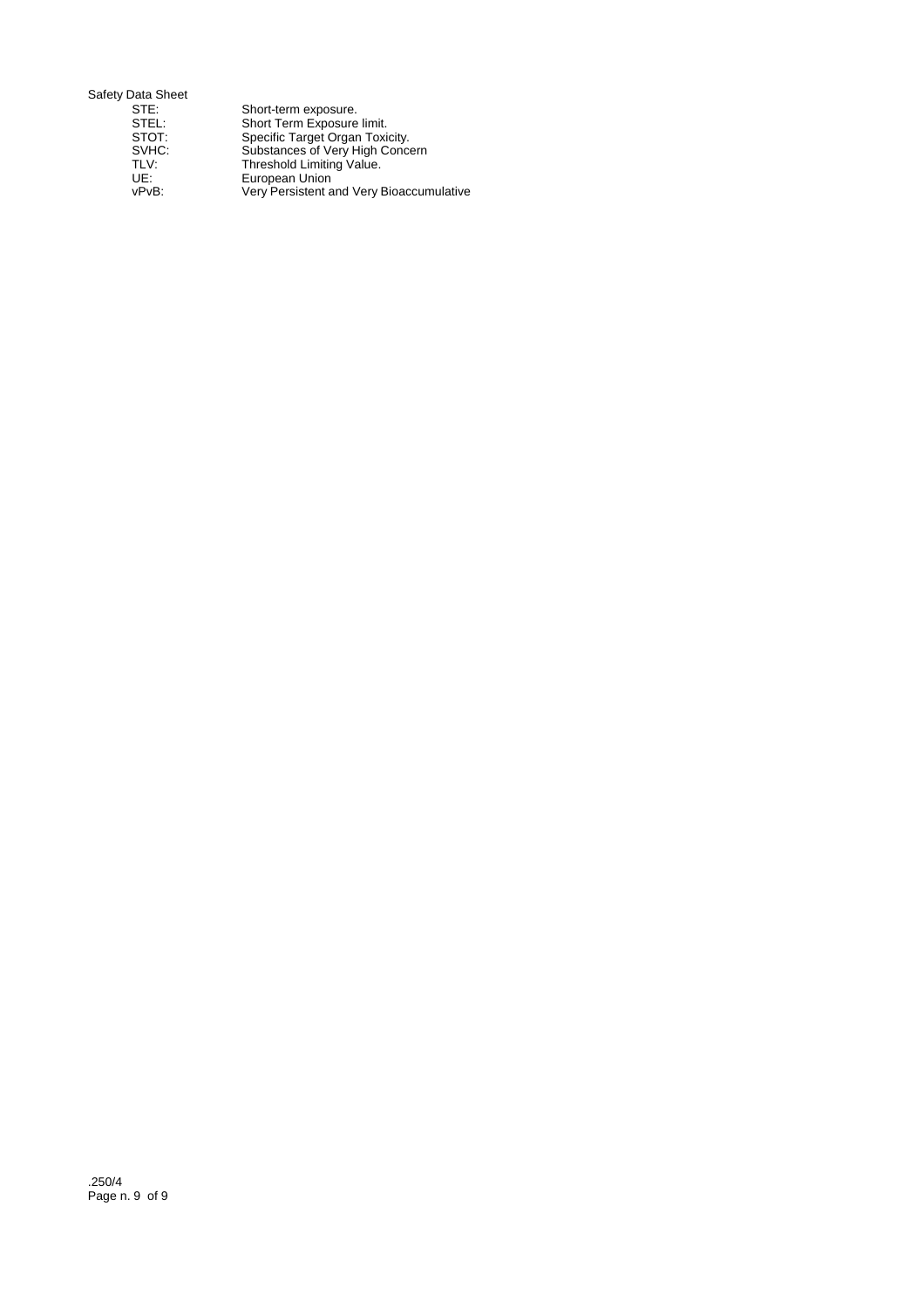| | |
|---|---|
| STE: | Short-term exposure. |
| STEL: | Short Term Exposure limit. |
| STOT: | Specific Target Organ Toxicity. |
| SVHC: | Substances of Very High Concern |
| TLV: | Threshold Limiting Value. |
| UE: | European Union |
| vPvB: | Very Persistent and Very Bioaccumulative |